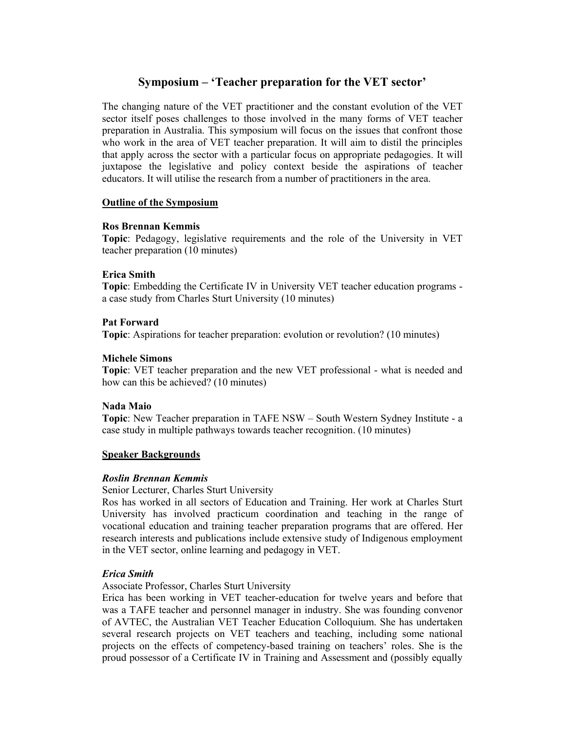# Symposium – 'Teacher preparation for the VET sector'

The changing nature of the VET practitioner and the constant evolution of the VET sector itself poses challenges to those involved in the many forms of VET teacher preparation in Australia. This symposium will focus on the issues that confront those who work in the area of VET teacher preparation. It will aim to distil the principles that apply across the sector with a particular focus on appropriate pedagogies. It will juxtapose the legislative and policy context beside the aspirations of teacher educators. It will utilise the research from a number of practitioners in the area.

## Outline of the Symposium

**Ros Brennan Kemmis**
**Topic**: Pedagogy, legislative requirements and the role of the University in VET teacher preparation (10 minutes)

**Erica Smith**
**Topic**: Embedding the Certificate IV in University VET teacher education programs - a case study from Charles Sturt University (10 minutes)

**Pat Forward**
**Topic**: Aspirations for teacher preparation: evolution or revolution? (10 minutes)

**Michele Simons**
**Topic**: VET teacher preparation and the new VET professional - what is needed and how can this be achieved? (10 minutes)

**Nada Maio**
**Topic**: New Teacher preparation in TAFE NSW – South Western Sydney Institute - a case study in multiple pathways towards teacher recognition. (10 minutes)

## Speaker Backgrounds

***Roslin Brennan Kemmis***
Senior Lecturer, Charles Sturt University
Ros has worked in all sectors of Education and Training. Her work at Charles Sturt University has involved practicum coordination and teaching in the range of vocational education and training teacher preparation programs that are offered. Her research interests and publications include extensive study of Indigenous employment in the VET sector, online learning and pedagogy in VET.

***Erica Smith***
Associate Professor, Charles Sturt University
Erica has been working in VET teacher-education for twelve years and before that was a TAFE teacher and personnel manager in industry. She was founding convenor of AVTEC, the Australian VET Teacher Education Colloquium. She has undertaken several research projects on VET teachers and teaching, including some national projects on the effects of competency-based training on teachers' roles. She is the proud possessor of a Certificate IV in Training and Assessment and (possibly equally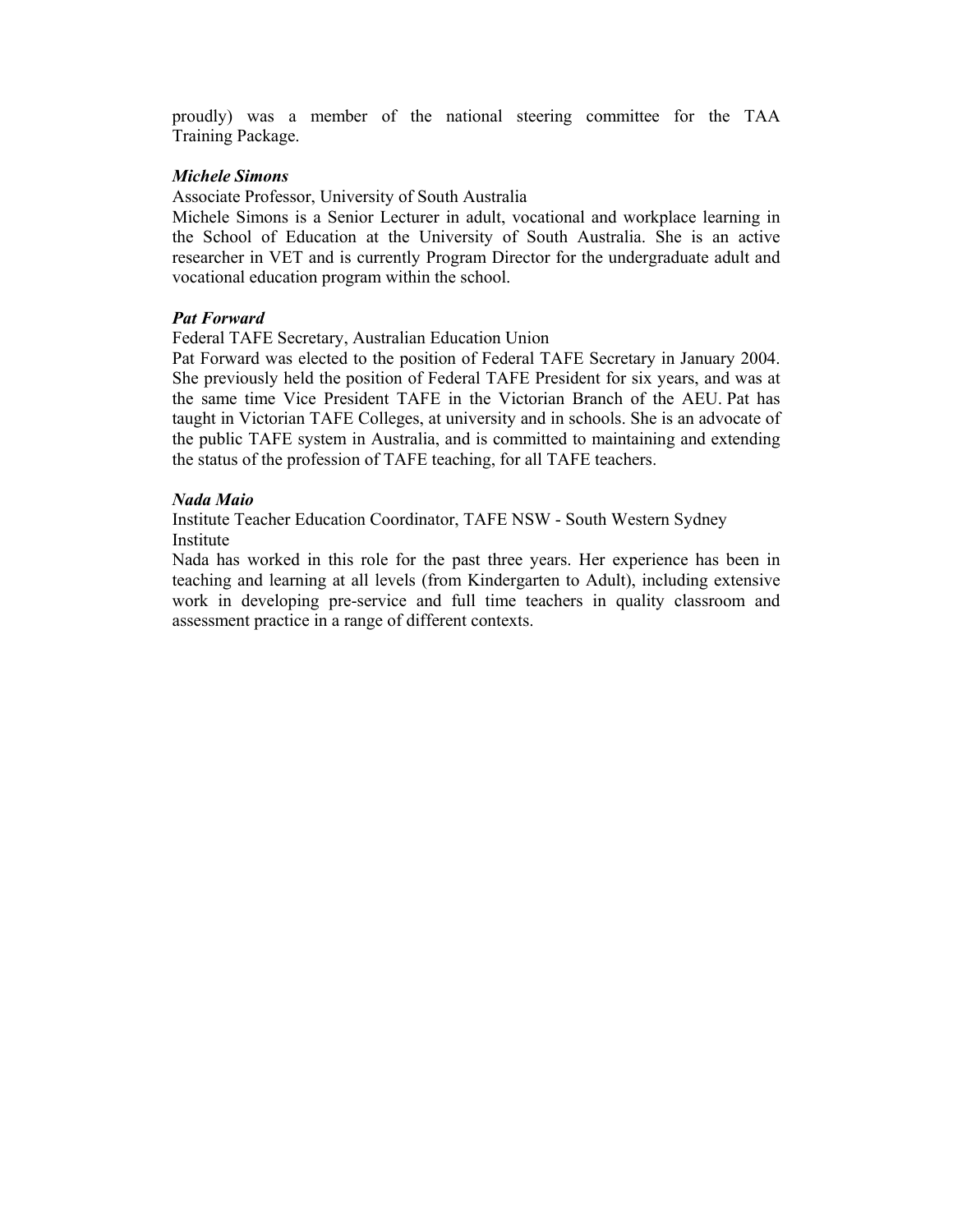proudly) was a member of the national steering committee for the TAA Training Package.

***Michele Simons***

Associate Professor, University of South Australia

Michele Simons is a Senior Lecturer in adult, vocational and workplace learning in the School of Education at the University of South Australia. She is an active researcher in VET and is currently Program Director for the undergraduate adult and vocational education program within the school.

***Pat Forward***

Federal TAFE Secretary, Australian Education Union

Pat Forward was elected to the position of Federal TAFE Secretary in January 2004. She previously held the position of Federal TAFE President for six years, and was at the same time Vice President TAFE in the Victorian Branch of the AEU. Pat has taught in Victorian TAFE Colleges, at university and in schools. She is an advocate of the public TAFE system in Australia, and is committed to maintaining and extending the status of the profession of TAFE teaching, for all TAFE teachers.

***Nada Maio***

Institute Teacher Education Coordinator, TAFE NSW - South Western Sydney Institute

Nada has worked in this role for the past three years. Her experience has been in teaching and learning at all levels (from Kindergarten to Adult), including extensive work in developing pre-service and full time teachers in quality classroom and assessment practice in a range of different contexts.